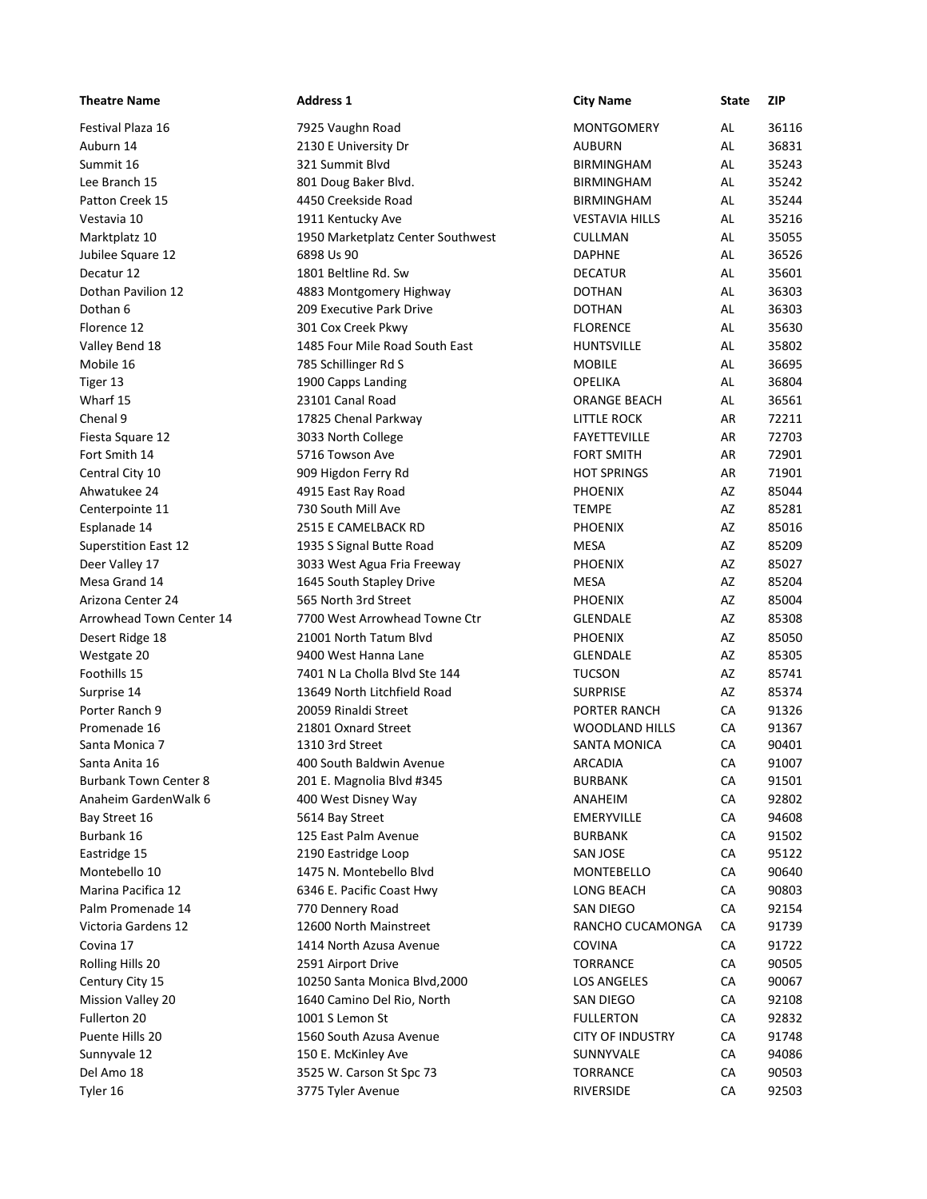| Theatre Name | Address 1 | City Name | State | ZIP |
|---|---|---|---|---|
| Festival Plaza 16 | 7925 Vaughn Road | MONTGOMERY | AL | 36116 |
| Auburn 14 | 2130 E University Dr | AUBURN | AL | 36831 |
| Summit 16 | 321 Summit Blvd | BIRMINGHAM | AL | 35243 |
| Lee Branch 15 | 801 Doug Baker Blvd. | BIRMINGHAM | AL | 35242 |
| Patton Creek 15 | 4450 Creekside Road | BIRMINGHAM | AL | 35244 |
| Vestavia 10 | 1911 Kentucky Ave | VESTAVIA HILLS | AL | 35216 |
| Marktplatz 10 | 1950 Marketplatz Center Southwest | CULLMAN | AL | 35055 |
| Jubilee Square 12 | 6898 Us 90 | DAPHNE | AL | 36526 |
| Decatur 12 | 1801 Beltline Rd. Sw | DECATUR | AL | 35601 |
| Dothan Pavilion 12 | 4883 Montgomery Highway | DOTHAN | AL | 36303 |
| Dothan 6 | 209 Executive Park Drive | DOTHAN | AL | 36303 |
| Florence 12 | 301 Cox Creek Pkwy | FLORENCE | AL | 35630 |
| Valley Bend 18 | 1485 Four Mile Road South East | HUNTSVILLE | AL | 35802 |
| Mobile 16 | 785 Schillinger Rd S | MOBILE | AL | 36695 |
| Tiger 13 | 1900 Capps Landing | OPELIKA | AL | 36804 |
| Wharf 15 | 23101 Canal Road | ORANGE BEACH | AL | 36561 |
| Chenal 9 | 17825 Chenal Parkway | LITTLE ROCK | AR | 72211 |
| Fiesta Square 12 | 3033 North College | FAYETTEVILLE | AR | 72703 |
| Fort Smith 14 | 5716 Towson Ave | FORT SMITH | AR | 72901 |
| Central City 10 | 909 Higdon Ferry Rd | HOT SPRINGS | AR | 71901 |
| Ahwatukee 24 | 4915 East Ray Road | PHOENIX | AZ | 85044 |
| Centerpointe 11 | 730 South Mill Ave | TEMPE | AZ | 85281 |
| Esplanade 14 | 2515 E CAMELBACK RD | PHOENIX | AZ | 85016 |
| Superstition East 12 | 1935 S Signal Butte Road | MESA | AZ | 85209 |
| Deer Valley 17 | 3033 West Agua Fria Freeway | PHOENIX | AZ | 85027 |
| Mesa Grand 14 | 1645 South Stapley Drive | MESA | AZ | 85204 |
| Arizona Center 24 | 565 North 3rd Street | PHOENIX | AZ | 85004 |
| Arrowhead Town Center 14 | 7700 West Arrowhead Towne Ctr | GLENDALE | AZ | 85308 |
| Desert Ridge 18 | 21001 North Tatum Blvd | PHOENIX | AZ | 85050 |
| Westgate 20 | 9400 West Hanna Lane | GLENDALE | AZ | 85305 |
| Foothills 15 | 7401 N La Cholla Blvd Ste 144 | TUCSON | AZ | 85741 |
| Surprise 14 | 13649 North Litchfield Road | SURPRISE | AZ | 85374 |
| Porter Ranch 9 | 20059 Rinaldi Street | PORTER RANCH | CA | 91326 |
| Promenade 16 | 21801 Oxnard Street | WOODLAND HILLS | CA | 91367 |
| Santa Monica 7 | 1310 3rd Street | SANTA MONICA | CA | 90401 |
| Santa Anita 16 | 400 South Baldwin Avenue | ARCADIA | CA | 91007 |
| Burbank Town Center 8 | 201 E. Magnolia Blvd #345 | BURBANK | CA | 91501 |
| Anaheim GardenWalk 6 | 400 West Disney Way | ANAHEIM | CA | 92802 |
| Bay Street 16 | 5614 Bay Street | EMERYVILLE | CA | 94608 |
| Burbank 16 | 125 East Palm Avenue | BURBANK | CA | 91502 |
| Eastridge 15 | 2190 Eastridge Loop | SAN JOSE | CA | 95122 |
| Montebello 10 | 1475 N. Montebello Blvd | MONTEBELLO | CA | 90640 |
| Marina Pacifica 12 | 6346 E. Pacific Coast Hwy | LONG BEACH | CA | 90803 |
| Palm Promenade 14 | 770 Dennery Road | SAN DIEGO | CA | 92154 |
| Victoria Gardens 12 | 12600 North Mainstreet | RANCHO CUCAMONGA | CA | 91739 |
| Covina 17 | 1414 North Azusa Avenue | COVINA | CA | 91722 |
| Rolling Hills 20 | 2591 Airport Drive | TORRANCE | CA | 90505 |
| Century City 15 | 10250 Santa Monica Blvd,2000 | LOS ANGELES | CA | 90067 |
| Mission Valley 20 | 1640 Camino Del Rio, North | SAN DIEGO | CA | 92108 |
| Fullerton 20 | 1001 S Lemon St | FULLERTON | CA | 92832 |
| Puente Hills 20 | 1560 South Azusa Avenue | CITY OF INDUSTRY | CA | 91748 |
| Sunnyvale 12 | 150 E. McKinley Ave | SUNNYVALE | CA | 94086 |
| Del Amo 18 | 3525 W. Carson St Spc 73 | TORRANCE | CA | 90503 |
| Tyler 16 | 3775 Tyler Avenue | RIVERSIDE | CA | 92503 |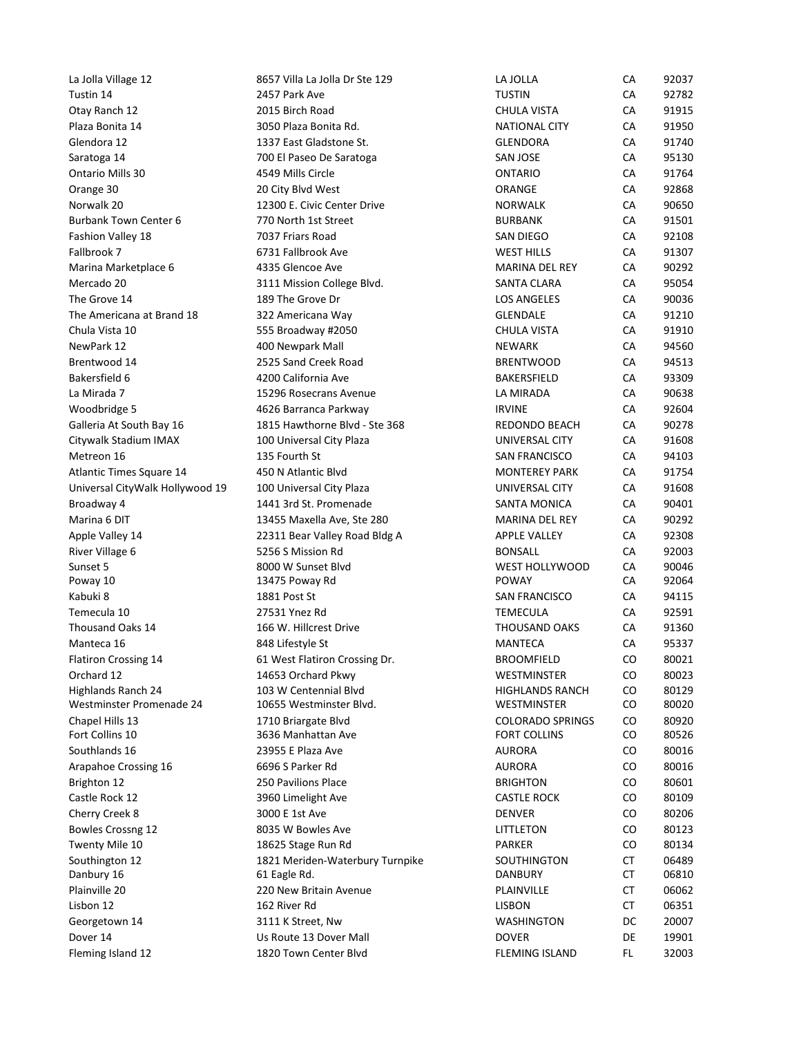| | | | | |
|---|---|---|---|---|
| La Jolla Village 12 | 8657 Villa La Jolla Dr Ste 129 | LA JOLLA | CA | 92037 |
| Tustin 14 | 2457 Park Ave | TUSTIN | CA | 92782 |
| Otay Ranch 12 | 2015 Birch Road | CHULA VISTA | CA | 91915 |
| Plaza Bonita 14 | 3050 Plaza Bonita Rd. | NATIONAL CITY | CA | 91950 |
| Glendora 12 | 1337 East Gladstone St. | GLENDORA | CA | 91740 |
| Saratoga 14 | 700 El Paseo De Saratoga | SAN JOSE | CA | 95130 |
| Ontario Mills 30 | 4549 Mills Circle | ONTARIO | CA | 91764 |
| Orange 30 | 20 City Blvd West | ORANGE | CA | 92868 |
| Norwalk 20 | 12300 E. Civic Center Drive | NORWALK | CA | 90650 |
| Burbank Town Center 6 | 770 North 1st Street | BURBANK | CA | 91501 |
| Fashion Valley 18 | 7037 Friars Road | SAN DIEGO | CA | 92108 |
| Fallbrook 7 | 6731 Fallbrook Ave | WEST HILLS | CA | 91307 |
| Marina Marketplace 6 | 4335 Glencoe Ave | MARINA DEL REY | CA | 90292 |
| Mercado 20 | 3111 Mission College Blvd. | SANTA CLARA | CA | 95054 |
| The Grove 14 | 189 The Grove Dr | LOS ANGELES | CA | 90036 |
| The Americana at Brand 18 | 322 Americana Way | GLENDALE | CA | 91210 |
| Chula Vista 10 | 555 Broadway #2050 | CHULA VISTA | CA | 91910 |
| NewPark 12 | 400 Newpark Mall | NEWARK | CA | 94560 |
| Brentwood 14 | 2525 Sand Creek Road | BRENTWOOD | CA | 94513 |
| Bakersfield 6 | 4200 California Ave | BAKERSFIELD | CA | 93309 |
| La Mirada 7 | 15296 Rosecrans Avenue | LA MIRADA | CA | 90638 |
| Woodbridge 5 | 4626 Barranca Parkway | IRVINE | CA | 92604 |
| Galleria At South Bay 16 | 1815 Hawthorne Blvd - Ste 368 | REDONDO BEACH | CA | 90278 |
| Citywalk Stadium IMAX | 100 Universal City Plaza | UNIVERSAL CITY | CA | 91608 |
| Metreon 16 | 135 Fourth St | SAN FRANCISCO | CA | 94103 |
| Atlantic Times Square 14 | 450 N Atlantic Blvd | MONTEREY PARK | CA | 91754 |
| Universal CityWalk Hollywood 19 | 100 Universal City Plaza | UNIVERSAL CITY | CA | 91608 |
| Broadway 4 | 1441 3rd St. Promenade | SANTA MONICA | CA | 90401 |
| Marina 6 DIT | 13455 Maxella Ave, Ste 280 | MARINA DEL REY | CA | 90292 |
| Apple Valley 14 | 22311 Bear Valley Road Bldg A | APPLE VALLEY | CA | 92308 |
| River Village 6 | 5256 S Mission Rd | BONSALL | CA | 92003 |
| Sunset 5 | 8000 W Sunset Blvd | WEST HOLLYWOOD | CA | 90046 |
| Poway 10 | 13475 Poway Rd | POWAY | CA | 92064 |
| Kabuki 8 | 1881 Post St | SAN FRANCISCO | CA | 94115 |
| Temecula 10 | 27531 Ynez Rd | TEMECULA | CA | 92591 |
| Thousand Oaks 14 | 166 W. Hillcrest Drive | THOUSAND OAKS | CA | 91360 |
| Manteca 16 | 848 Lifestyle St | MANTECA | CA | 95337 |
| Flatiron Crossing 14 | 61 West Flatiron Crossing Dr. | BROOMFIELD | CO | 80021 |
| Orchard 12 | 14653 Orchard Pkwy | WESTMINSTER | CO | 80023 |
| Highlands Ranch 24 | 103 W Centennial Blvd | HIGHLANDS RANCH | CO | 80129 |
| Westminster Promenade 24 | 10655 Westminster Blvd. | WESTMINSTER | CO | 80020 |
| Chapel Hills 13 | 1710 Briargate Blvd | COLORADO SPRINGS | CO | 80920 |
| Fort Collins 10 | 3636 Manhattan Ave | FORT COLLINS | CO | 80526 |
| Southlands 16 | 23955 E Plaza Ave | AURORA | CO | 80016 |
| Arapahoe Crossing 16 | 6696 S Parker Rd | AURORA | CO | 80016 |
| Brighton 12 | 250 Pavilions Place | BRIGHTON | CO | 80601 |
| Castle Rock 12 | 3960 Limelight Ave | CASTLE ROCK | CO | 80109 |
| Cherry Creek 8 | 3000 E 1st Ave | DENVER | CO | 80206 |
| Bowles Crossng 12 | 8035 W Bowles Ave | LITTLETON | CO | 80123 |
| Twenty Mile 10 | 18625 Stage Run Rd | PARKER | CO | 80134 |
| Southington 12 | 1821 Meriden-Waterbury Turnpike | SOUTHINGTON | CT | 06489 |
| Danbury 16 | 61 Eagle Rd. | DANBURY | CT | 06810 |
| Plainville 20 | 220 New Britain Avenue | PLAINVILLE | CT | 06062 |
| Lisbon 12 | 162 River Rd | LISBON | CT | 06351 |
| Georgetown 14 | 3111 K Street, Nw | WASHINGTON | DC | 20007 |
| Dover 14 | Us Route 13 Dover Mall | DOVER | DE | 19901 |
| Fleming Island 12 | 1820 Town Center Blvd | FLEMING ISLAND | FL | 32003 |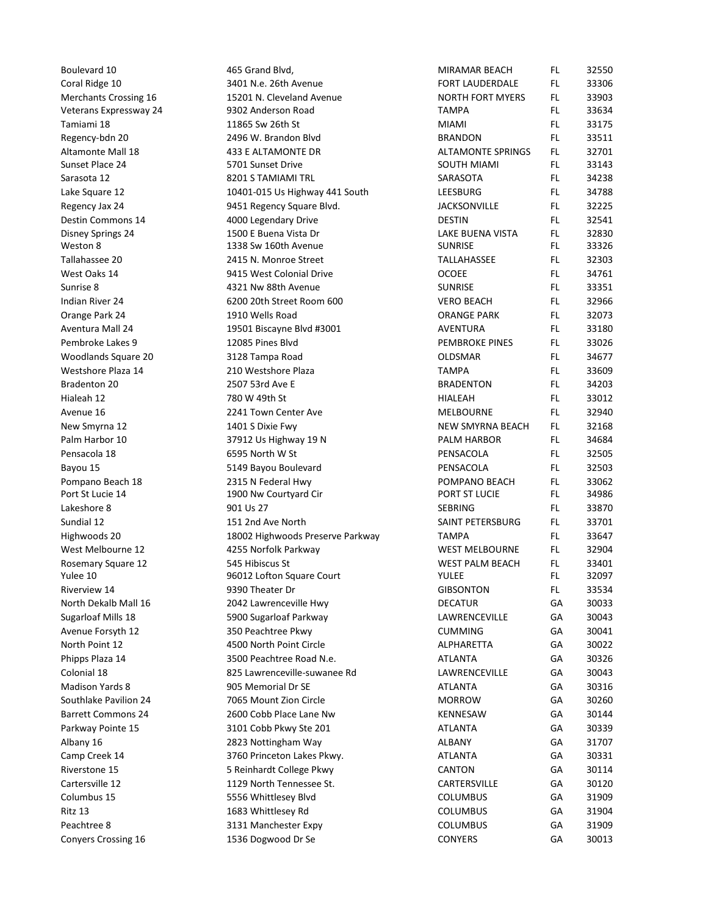| | | | | |
|---|---|---|---|---|
| Boulevard 10 | 465 Grand Blvd, | MIRAMAR BEACH | FL | 32550 |
| Coral Ridge 10 | 3401 N.e. 26th Avenue | FORT LAUDERDALE | FL | 33306 |
| Merchants Crossing 16 | 15201 N. Cleveland Avenue | NORTH FORT MYERS | FL | 33903 |
| Veterans Expressway 24 | 9302 Anderson Road | TAMPA | FL | 33634 |
| Tamiami 18 | 11865 Sw 26th St | MIAMI | FL | 33175 |
| Regency-bdn 20 | 2496 W. Brandon Blvd | BRANDON | FL | 33511 |
| Altamonte Mall 18 | 433 E ALTAMONTE DR | ALTAMONTE SPRINGS | FL | 32701 |
| Sunset Place 24 | 5701 Sunset Drive | SOUTH MIAMI | FL | 33143 |
| Sarasota 12 | 8201 S TAMIAMI TRL | SARASOTA | FL | 34238 |
| Lake Square 12 | 10401-015 Us Highway 441 South | LEESBURG | FL | 34788 |
| Regency Jax 24 | 9451 Regency Square Blvd. | JACKSONVILLE | FL | 32225 |
| Destin Commons 14 | 4000 Legendary Drive | DESTIN | FL | 32541 |
| Disney Springs 24 | 1500 E Buena Vista Dr | LAKE BUENA VISTA | FL | 32830 |
| Weston 8 | 1338 Sw 160th Avenue | SUNRISE | FL | 33326 |
| Tallahassee 20 | 2415 N. Monroe Street | TALLAHASSEE | FL | 32303 |
| West Oaks 14 | 9415 West Colonial Drive | OCOEE | FL | 34761 |
| Sunrise 8 | 4321 Nw 88th Avenue | SUNRISE | FL | 33351 |
| Indian River 24 | 6200 20th Street Room 600 | VERO BEACH | FL | 32966 |
| Orange Park 24 | 1910 Wells Road | ORANGE PARK | FL | 32073 |
| Aventura Mall 24 | 19501 Biscayne Blvd #3001 | AVENTURA | FL | 33180 |
| Pembroke Lakes 9 | 12085 Pines Blvd | PEMBROKE PINES | FL | 33026 |
| Woodlands Square 20 | 3128 Tampa Road | OLDSMAR | FL | 34677 |
| Westshore Plaza 14 | 210 Westshore Plaza | TAMPA | FL | 33609 |
| Bradenton 20 | 2507 53rd Ave E | BRADENTON | FL | 34203 |
| Hialeah 12 | 780 W 49th St | HIALEAH | FL | 33012 |
| Avenue 16 | 2241 Town Center Ave | MELBOURNE | FL | 32940 |
| New Smyrna 12 | 1401 S Dixie Fwy | NEW SMYRNA BEACH | FL | 32168 |
| Palm Harbor 10 | 37912 Us Highway 19 N | PALM HARBOR | FL | 34684 |
| Pensacola 18 | 6595 North W St | PENSACOLA | FL | 32505 |
| Bayou 15 | 5149 Bayou Boulevard | PENSACOLA | FL | 32503 |
| Pompano Beach 18 | 2315 N Federal Hwy | POMPANO BEACH | FL | 33062 |
| Port St Lucie 14 | 1900 Nw Courtyard Cir | PORT ST LUCIE | FL | 34986 |
| Lakeshore 8 | 901 Us 27 | SEBRING | FL | 33870 |
| Sundial 12 | 151 2nd Ave North | SAINT PETERSBURG | FL | 33701 |
| Highwoods 20 | 18002 Highwoods Preserve Parkway | TAMPA | FL | 33647 |
| West Melbourne 12 | 4255 Norfolk Parkway | WEST MELBOURNE | FL | 32904 |
| Rosemary Square 12 | 545 Hibiscus St | WEST PALM BEACH | FL | 33401 |
| Yulee 10 | 96012 Lofton Square Court | YULEE | FL | 32097 |
| Riverview 14 | 9390 Theater Dr | GIBSONTON | FL | 33534 |
| North Dekalb Mall 16 | 2042 Lawrenceville Hwy | DECATUR | GA | 30033 |
| Sugarloaf Mills 18 | 5900 Sugarloaf Parkway | LAWRENCEVILLE | GA | 30043 |
| Avenue Forsyth 12 | 350 Peachtree Pkwy | CUMMING | GA | 30041 |
| North Point 12 | 4500 North Point Circle | ALPHARETTA | GA | 30022 |
| Phipps Plaza 14 | 3500 Peachtree Road N.e. | ATLANTA | GA | 30326 |
| Colonial 18 | 825 Lawrenceville-suwanee Rd | LAWRENCEVILLE | GA | 30043 |
| Madison Yards 8 | 905 Memorial Dr SE | ATLANTA | GA | 30316 |
| Southlake Pavilion 24 | 7065 Mount Zion Circle | MORROW | GA | 30260 |
| Barrett Commons 24 | 2600 Cobb Place Lane Nw | KENNESAW | GA | 30144 |
| Parkway Pointe 15 | 3101 Cobb Pkwy Ste 201 | ATLANTA | GA | 30339 |
| Albany 16 | 2823 Nottingham Way | ALBANY | GA | 31707 |
| Camp Creek 14 | 3760 Princeton Lakes Pkwy. | ATLANTA | GA | 30331 |
| Riverstone 15 | 5 Reinhardt College Pkwy | CANTON | GA | 30114 |
| Cartersville 12 | 1129 North Tennessee St. | CARTERSVILLE | GA | 30120 |
| Columbus 15 | 5556 Whittlesey Blvd | COLUMBUS | GA | 31909 |
| Ritz 13 | 1683 Whittlesey Rd | COLUMBUS | GA | 31904 |
| Peachtree 8 | 3131 Manchester Expy | COLUMBUS | GA | 31909 |
| Conyers Crossing 16 | 1536 Dogwood Dr Se | CONYERS | GA | 30013 |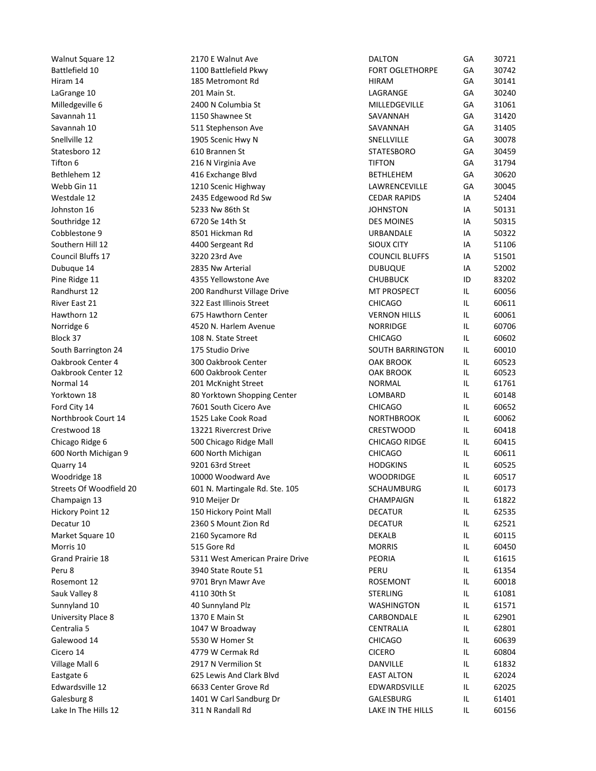| | | | | |
|---|---|---|---|---|
| Walnut Square 12 | 2170 E Walnut Ave | DALTON | GA | 30721 |
| Battlefield 10 | 1100 Battlefield Pkwy | FORT OGLETHORPE | GA | 30742 |
| Hiram 14 | 185 Metromont Rd | HIRAM | GA | 30141 |
| LaGrange 10 | 201 Main St. | LAGRANGE | GA | 30240 |
| Milledgeville 6 | 2400 N Columbia St | MILLEDGEVILLE | GA | 31061 |
| Savannah 11 | 1150 Shawnee St | SAVANNAH | GA | 31420 |
| Savannah 10 | 511 Stephenson Ave | SAVANNAH | GA | 31405 |
| Snellville 12 | 1905 Scenic Hwy N | SNELLVILLE | GA | 30078 |
| Statesboro 12 | 610 Brannen St | STATESBORO | GA | 30459 |
| Tifton 6 | 216 N Virginia Ave | TIFTON | GA | 31794 |
| Bethlehem 12 | 416 Exchange Blvd | BETHLEHEM | GA | 30620 |
| Webb Gin 11 | 1210 Scenic Highway | LAWRENCEVILLE | GA | 30045 |
| Westdale 12 | 2435 Edgewood Rd Sw | CEDAR RAPIDS | IA | 52404 |
| Johnston 16 | 5233 Nw 86th St | JOHNSTON | IA | 50131 |
| Southridge 12 | 6720 Se 14th St | DES MOINES | IA | 50315 |
| Cobblestone 9 | 8501 Hickman Rd | URBANDALE | IA | 50322 |
| Southern Hill 12 | 4400 Sergeant Rd | SIOUX CITY | IA | 51106 |
| Council Bluffs 17 | 3220 23rd Ave | COUNCIL BLUFFS | IA | 51501 |
| Dubuque 14 | 2835 Nw Arterial | DUBUQUE | IA | 52002 |
| Pine Ridge 11 | 4355 Yellowstone Ave | CHUBBUCK | ID | 83202 |
| Randhurst 12 | 200 Randhurst Village Drive | MT PROSPECT | IL | 60056 |
| River East 21 | 322 East Illinois Street | CHICAGO | IL | 60611 |
| Hawthorn 12 | 675 Hawthorn Center | VERNON HILLS | IL | 60061 |
| Norridge 6 | 4520 N. Harlem Avenue | NORRIDGE | IL | 60706 |
| Block 37 | 108 N. State Street | CHICAGO | IL | 60602 |
| South Barrington 24 | 175 Studio Drive | SOUTH BARRINGTON | IL | 60010 |
| Oakbrook Center 4 | 300 Oakbrook Center | OAK BROOK | IL | 60523 |
| Oakbrook Center 12 | 600 Oakbrook Center | OAK BROOK | IL | 60523 |
| Normal 14 | 201 McKnight Street | NORMAL | IL | 61761 |
| Yorktown 18 | 80 Yorktown Shopping Center | LOMBARD | IL | 60148 |
| Ford City 14 | 7601 South Cicero Ave | CHICAGO | IL | 60652 |
| Northbrook Court 14 | 1525 Lake Cook Road | NORTHBROOK | IL | 60062 |
| Crestwood 18 | 13221 Rivercrest Drive | CRESTWOOD | IL | 60418 |
| Chicago Ridge 6 | 500 Chicago Ridge Mall | CHICAGO RIDGE | IL | 60415 |
| 600 North Michigan 9 | 600 North Michigan | CHICAGO | IL | 60611 |
| Quarry 14 | 9201 63rd Street | HODGKINS | IL | 60525 |
| Woodridge 18 | 10000 Woodward Ave | WOODRIDGE | IL | 60517 |
| Streets Of Woodfield 20 | 601 N. Martingale Rd. Ste. 105 | SCHAUMBURG | IL | 60173 |
| Champaign 13 | 910 Meijer Dr | CHAMPAIGN | IL | 61822 |
| Hickory Point 12 | 150 Hickory Point Mall | DECATUR | IL | 62535 |
| Decatur 10 | 2360 S Mount Zion Rd | DECATUR | IL | 62521 |
| Market Square 10 | 2160 Sycamore Rd | DEKALB | IL | 60115 |
| Morris 10 | 515 Gore Rd | MORRIS | IL | 60450 |
| Grand Prairie 18 | 5311 West American Praire Drive | PEORIA | IL | 61615 |
| Peru 8 | 3940 State Route 51 | PERU | IL | 61354 |
| Rosemont 12 | 9701 Bryn Mawr Ave | ROSEMONT | IL | 60018 |
| Sauk Valley 8 | 4110 30th St | STERLING | IL | 61081 |
| Sunnyland 10 | 40 Sunnyland Plz | WASHINGTON | IL | 61571 |
| University Place 8 | 1370 E Main St | CARBONDALE | IL | 62901 |
| Centralia 5 | 1047 W Broadway | CENTRALIA | IL | 62801 |
| Galewood 14 | 5530 W Homer St | CHICAGO | IL | 60639 |
| Cicero 14 | 4779 W Cermak Rd | CICERO | IL | 60804 |
| Village Mall 6 | 2917 N Vermilion St | DANVILLE | IL | 61832 |
| Eastgate 6 | 625 Lewis And Clark Blvd | EAST ALTON | IL | 62024 |
| Edwardsville 12 | 6633 Center Grove Rd | EDWARDSVILLE | IL | 62025 |
| Galesburg 8 | 1401 W Carl Sandburg Dr | GALESBURG | IL | 61401 |
| Lake In The Hills 12 | 311 N Randall Rd | LAKE IN THE HILLS | IL | 60156 |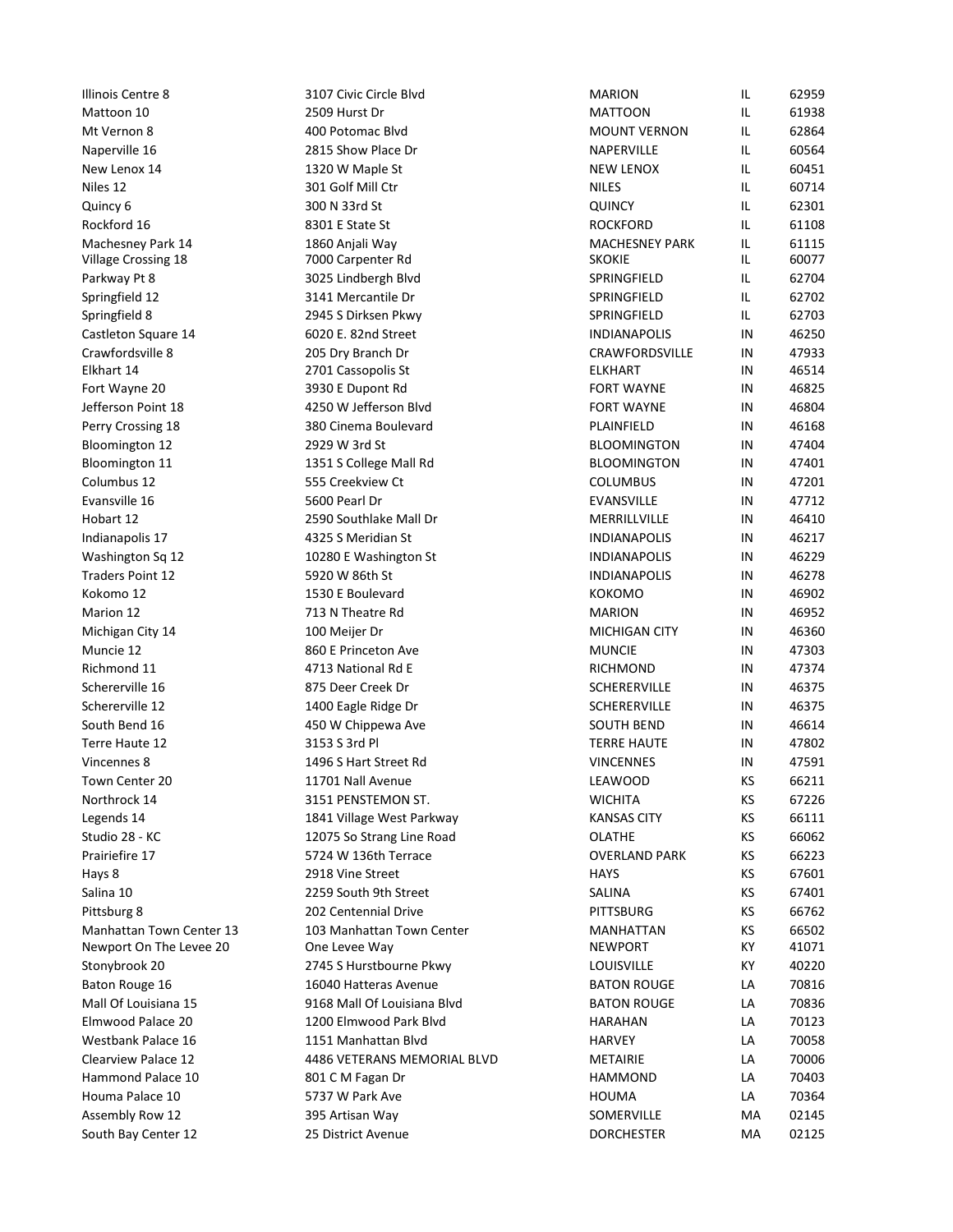| | | | | |
|---|---|---|---|---|
| Illinois Centre 8 | 3107 Civic Circle Blvd | MARION | IL | 62959 |
| Mattoon 10 | 2509 Hurst Dr | MATTOON | IL | 61938 |
| Mt Vernon 8 | 400 Potomac Blvd | MOUNT VERNON | IL | 62864 |
| Naperville 16 | 2815 Show Place Dr | NAPERVILLE | IL | 60564 |
| New Lenox 14 | 1320 W Maple St | NEW LENOX | IL | 60451 |
| Niles 12 | 301 Golf Mill Ctr | NILES | IL | 60714 |
| Quincy 6 | 300 N 33rd St | QUINCY | IL | 62301 |
| Rockford 16 | 8301 E State St | ROCKFORD | IL | 61108 |
| Machesney Park 14 | 1860 Anjali Way | MACHESNEY PARK | IL | 61115 |
| Village Crossing 18 | 7000 Carpenter Rd | SKOKIE | IL | 60077 |
| Parkway Pt 8 | 3025 Lindbergh Blvd | SPRINGFIELD | IL | 62704 |
| Springfield 12 | 3141 Mercantile Dr | SPRINGFIELD | IL | 62702 |
| Springfield 8 | 2945 S Dirksen Pkwy | SPRINGFIELD | IL | 62703 |
| Castleton Square 14 | 6020 E. 82nd Street | INDIANAPOLIS | IN | 46250 |
| Crawfordsville 8 | 205 Dry Branch Dr | CRAWFORDSVILLE | IN | 47933 |
| Elkhart 14 | 2701 Cassopolis St | ELKHART | IN | 46514 |
| Fort Wayne 20 | 3930 E Dupont Rd | FORT WAYNE | IN | 46825 |
| Jefferson Point 18 | 4250 W Jefferson Blvd | FORT WAYNE | IN | 46804 |
| Perry Crossing 18 | 380 Cinema Boulevard | PLAINFIELD | IN | 46168 |
| Bloomington 12 | 2929 W 3rd St | BLOOMINGTON | IN | 47404 |
| Bloomington 11 | 1351 S College Mall Rd | BLOOMINGTON | IN | 47401 |
| Columbus 12 | 555 Creekview Ct | COLUMBUS | IN | 47201 |
| Evansville 16 | 5600 Pearl Dr | EVANSVILLE | IN | 47712 |
| Hobart 12 | 2590 Southlake Mall Dr | MERRILLVILLE | IN | 46410 |
| Indianapolis 17 | 4325 S Meridian St | INDIANAPOLIS | IN | 46217 |
| Washington Sq 12 | 10280 E Washington St | INDIANAPOLIS | IN | 46229 |
| Traders Point 12 | 5920 W 86th St | INDIANAPOLIS | IN | 46278 |
| Kokomo 12 | 1530 E Boulevard | KOKOMO | IN | 46902 |
| Marion 12 | 713 N Theatre Rd | MARION | IN | 46952 |
| Michigan City 14 | 100 Meijer Dr | MICHIGAN CITY | IN | 46360 |
| Muncie 12 | 860 E Princeton Ave | MUNCIE | IN | 47303 |
| Richmond 11 | 4713 National Rd E | RICHMOND | IN | 47374 |
| Schererville 16 | 875 Deer Creek Dr | SCHERERVILLE | IN | 46375 |
| Schererville 12 | 1400 Eagle Ridge Dr | SCHERERVILLE | IN | 46375 |
| South Bend 16 | 450 W Chippewa Ave | SOUTH BEND | IN | 46614 |
| Terre Haute 12 | 3153 S 3rd Pl | TERRE HAUTE | IN | 47802 |
| Vincennes 8 | 1496 S Hart Street Rd | VINCENNES | IN | 47591 |
| Town Center 20 | 11701 Nall Avenue | LEAWOOD | KS | 66211 |
| Northrock 14 | 3151 PENSTEMON ST. | WICHITA | KS | 67226 |
| Legends 14 | 1841 Village West Parkway | KANSAS CITY | KS | 66111 |
| Studio 28 - KC | 12075 So Strang Line Road | OLATHE | KS | 66062 |
| Prairiefire 17 | 5724 W 136th Terrace | OVERLAND PARK | KS | 66223 |
| Hays 8 | 2918 Vine Street | HAYS | KS | 67601 |
| Salina 10 | 2259 South 9th Street | SALINA | KS | 67401 |
| Pittsburg 8 | 202 Centennial Drive | PITTSBURG | KS | 66762 |
| Manhattan Town Center 13 | 103 Manhattan Town Center | MANHATTAN | KS | 66502 |
| Newport On The Levee 20 | One Levee Way | NEWPORT | KY | 41071 |
| Stonybrook 20 | 2745 S Hurstbourne Pkwy | LOUISVILLE | KY | 40220 |
| Baton Rouge 16 | 16040 Hatteras Avenue | BATON ROUGE | LA | 70816 |
| Mall Of Louisiana 15 | 9168 Mall Of Louisiana Blvd | BATON ROUGE | LA | 70836 |
| Elmwood Palace 20 | 1200 Elmwood Park Blvd | HARAHAN | LA | 70123 |
| Westbank Palace 16 | 1151 Manhattan Blvd | HARVEY | LA | 70058 |
| Clearview Palace 12 | 4486 VETERANS MEMORIAL BLVD | METAIRIE | LA | 70006 |
| Hammond Palace 10 | 801 C M Fagan Dr | HAMMOND | LA | 70403 |
| Houma Palace 10 | 5737 W Park Ave | HOUMA | LA | 70364 |
| Assembly Row 12 | 395 Artisan Way | SOMERVILLE | MA | 02145 |
| South Bay Center 12 | 25 District Avenue | DORCHESTER | MA | 02125 |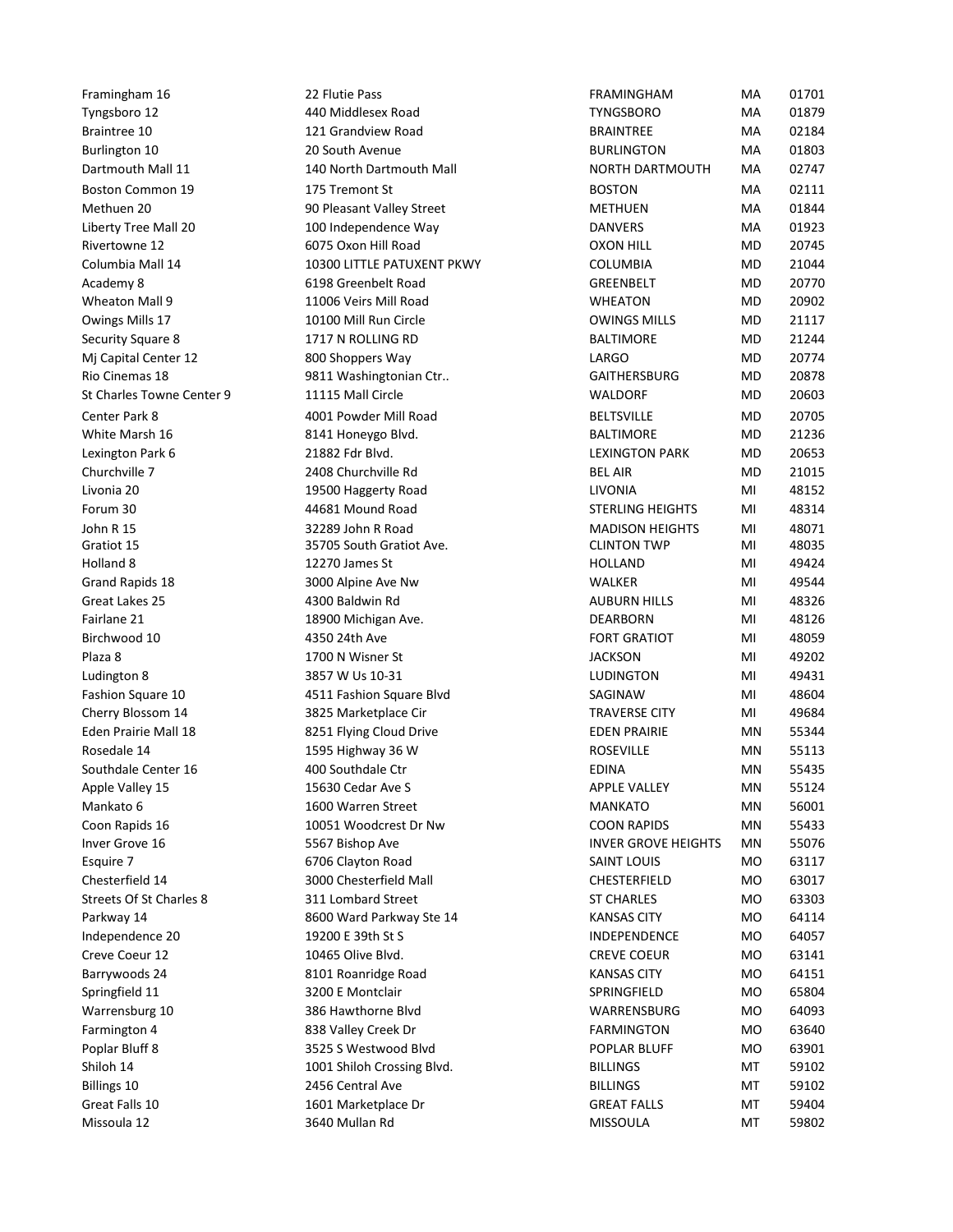| | | | | |
|---|---|---|---|---|
| Framingham 16 | 22 Flutie Pass | FRAMINGHAM | MA | 01701 |
| Tyngsboro 12 | 440 Middlesex Road | TYNGSBORO | MA | 01879 |
| Braintree 10 | 121 Grandview Road | BRAINTREE | MA | 02184 |
| Burlington 10 | 20 South Avenue | BURLINGTON | MA | 01803 |
| Dartmouth Mall 11 | 140 North Dartmouth Mall | NORTH DARTMOUTH | MA | 02747 |
| Boston Common 19 | 175 Tremont St | BOSTON | MA | 02111 |
| Methuen 20 | 90 Pleasant Valley Street | METHUEN | MA | 01844 |
| Liberty Tree Mall 20 | 100 Independence Way | DANVERS | MA | 01923 |
| Rivertowne 12 | 6075 Oxon Hill Road | OXON HILL | MD | 20745 |
| Columbia Mall 14 | 10300 LITTLE PATUXENT PKWY | COLUMBIA | MD | 21044 |
| Academy 8 | 6198 Greenbelt Road | GREENBELT | MD | 20770 |
| Wheaton Mall 9 | 11006 Veirs Mill Road | WHEATON | MD | 20902 |
| Owings Mills 17 | 10100 Mill Run Circle | OWINGS MILLS | MD | 21117 |
| Security Square 8 | 1717 N ROLLING RD | BALTIMORE | MD | 21244 |
| Mj Capital Center 12 | 800 Shoppers Way | LARGO | MD | 20774 |
| Rio Cinemas 18 | 9811 Washingtonian Ctr.. | GAITHERSBURG | MD | 20878 |
| St Charles Towne Center 9 | 11115 Mall Circle | WALDORF | MD | 20603 |
| Center Park 8 | 4001 Powder Mill Road | BELTSVILLE | MD | 20705 |
| White Marsh 16 | 8141 Honeygo Blvd. | BALTIMORE | MD | 21236 |
| Lexington Park 6 | 21882 Fdr Blvd. | LEXINGTON PARK | MD | 20653 |
| Churchville 7 | 2408 Churchville Rd | BEL AIR | MD | 21015 |
| Livonia 20 | 19500 Haggerty Road | LIVONIA | MI | 48152 |
| Forum 30 | 44681 Mound Road | STERLING HEIGHTS | MI | 48314 |
| John R 15 | 32289 John R Road | MADISON HEIGHTS | MI | 48071 |
| Gratiot 15 | 35705 South Gratiot Ave. | CLINTON TWP | MI | 48035 |
| Holland 8 | 12270 James St | HOLLAND | MI | 49424 |
| Grand Rapids 18 | 3000 Alpine Ave Nw | WALKER | MI | 49544 |
| Great Lakes 25 | 4300 Baldwin Rd | AUBURN HILLS | MI | 48326 |
| Fairlane 21 | 18900 Michigan Ave. | DEARBORN | MI | 48126 |
| Birchwood 10 | 4350 24th Ave | FORT GRATIOT | MI | 48059 |
| Plaza 8 | 1700 N Wisner St | JACKSON | MI | 49202 |
| Ludington 8 | 3857 W Us 10-31 | LUDINGTON | MI | 49431 |
| Fashion Square 10 | 4511 Fashion Square Blvd | SAGINAW | MI | 48604 |
| Cherry Blossom 14 | 3825 Marketplace Cir | TRAVERSE CITY | MI | 49684 |
| Eden Prairie Mall 18 | 8251 Flying Cloud Drive | EDEN PRAIRIE | MN | 55344 |
| Rosedale 14 | 1595 Highway 36 W | ROSEVILLE | MN | 55113 |
| Southdale Center 16 | 400 Southdale Ctr | EDINA | MN | 55435 |
| Apple Valley 15 | 15630 Cedar Ave S | APPLE VALLEY | MN | 55124 |
| Mankato 6 | 1600 Warren Street | MANKATO | MN | 56001 |
| Coon Rapids 16 | 10051 Woodcrest Dr Nw | COON RAPIDS | MN | 55433 |
| Inver Grove 16 | 5567 Bishop Ave | INVER GROVE HEIGHTS | MN | 55076 |
| Esquire 7 | 6706 Clayton Road | SAINT LOUIS | MO | 63117 |
| Chesterfield 14 | 3000 Chesterfield Mall | CHESTERFIELD | MO | 63017 |
| Streets Of St Charles 8 | 311 Lombard Street | ST CHARLES | MO | 63303 |
| Parkway 14 | 8600 Ward Parkway Ste 14 | KANSAS CITY | MO | 64114 |
| Independence 20 | 19200 E 39th St S | INDEPENDENCE | MO | 64057 |
| Creve Coeur 12 | 10465 Olive Blvd. | CREVE COEUR | MO | 63141 |
| Barrywoods 24 | 8101 Roanridge Road | KANSAS CITY | MO | 64151 |
| Springfield 11 | 3200 E Montclair | SPRINGFIELD | MO | 65804 |
| Warrensburg 10 | 386 Hawthorne Blvd | WARRENSBURG | MO | 64093 |
| Farmington 4 | 838 Valley Creek Dr | FARMINGTON | MO | 63640 |
| Poplar Bluff 8 | 3525 S Westwood Blvd | POPLAR BLUFF | MO | 63901 |
| Shiloh 14 | 1001 Shiloh Crossing Blvd. | BILLINGS | MT | 59102 |
| Billings 10 | 2456 Central Ave | BILLINGS | MT | 59102 |
| Great Falls 10 | 1601 Marketplace Dr | GREAT FALLS | MT | 59404 |
| Missoula 12 | 3640 Mullan Rd | MISSOULA | MT | 59802 |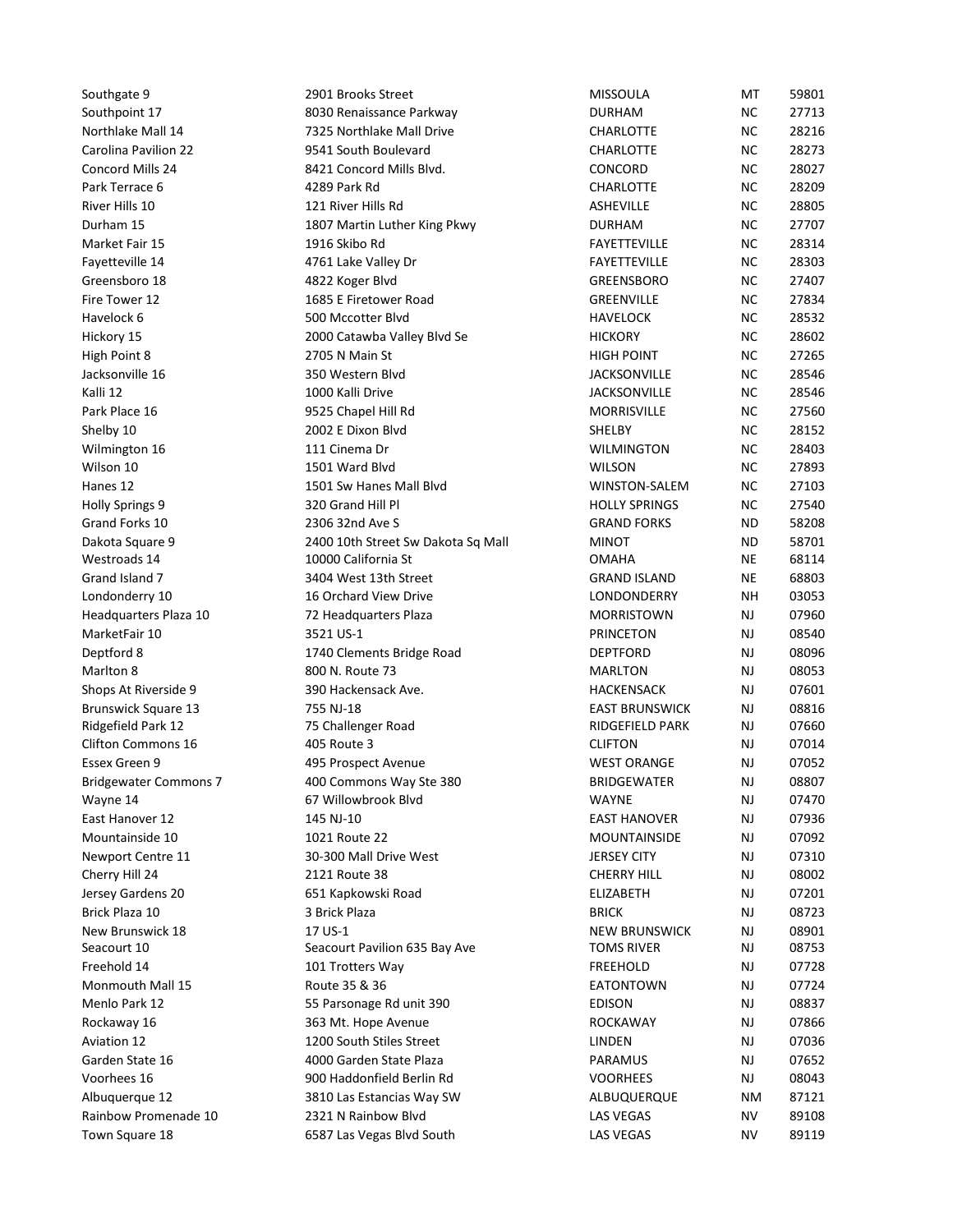| | | | | |
|---|---|---|---|---|
| Southgate 9 | 2901 Brooks Street | MISSOULA | MT | 59801 |
| Southpoint 17 | 8030 Renaissance Parkway | DURHAM | NC | 27713 |
| Northlake Mall 14 | 7325 Northlake Mall Drive | CHARLOTTE | NC | 28216 |
| Carolina Pavilion 22 | 9541 South Boulevard | CHARLOTTE | NC | 28273 |
| Concord Mills 24 | 8421 Concord Mills Blvd. | CONCORD | NC | 28027 |
| Park Terrace 6 | 4289 Park Rd | CHARLOTTE | NC | 28209 |
| River Hills 10 | 121 River Hills Rd | ASHEVILLE | NC | 28805 |
| Durham 15 | 1807 Martin Luther King Pkwy | DURHAM | NC | 27707 |
| Market Fair 15 | 1916 Skibo Rd | FAYETTEVILLE | NC | 28314 |
| Fayetteville 14 | 4761 Lake Valley Dr | FAYETTEVILLE | NC | 28303 |
| Greensboro 18 | 4822 Koger Blvd | GREENSBORO | NC | 27407 |
| Fire Tower 12 | 1685 E Firetower Road | GREENVILLE | NC | 27834 |
| Havelock 6 | 500 Mccotter Blvd | HAVELOCK | NC | 28532 |
| Hickory 15 | 2000 Catawba Valley Blvd Se | HICKORY | NC | 28602 |
| High Point 8 | 2705 N Main St | HIGH POINT | NC | 27265 |
| Jacksonville 16 | 350 Western Blvd | JACKSONVILLE | NC | 28546 |
| Kalli 12 | 1000 Kalli Drive | JACKSONVILLE | NC | 28546 |
| Park Place 16 | 9525 Chapel Hill Rd | MORRISVILLE | NC | 27560 |
| Shelby 10 | 2002 E Dixon Blvd | SHELBY | NC | 28152 |
| Wilmington 16 | 111 Cinema Dr | WILMINGTON | NC | 28403 |
| Wilson 10 | 1501 Ward Blvd | WILSON | NC | 27893 |
| Hanes 12 | 1501 Sw Hanes Mall Blvd | WINSTON-SALEM | NC | 27103 |
| Holly Springs 9 | 320 Grand Hill Pl | HOLLY SPRINGS | NC | 27540 |
| Grand Forks 10 | 2306 32nd Ave S | GRAND FORKS | ND | 58208 |
| Dakota Square 9 | 2400 10th Street Sw Dakota Sq Mall | MINOT | ND | 58701 |
| Westroads 14 | 10000 California St | OMAHA | NE | 68114 |
| Grand Island 7 | 3404 West 13th Street | GRAND ISLAND | NE | 68803 |
| Londonderry 10 | 16 Orchard View Drive | LONDONDERRY | NH | 03053 |
| Headquarters Plaza 10 | 72 Headquarters Plaza | MORRISTOWN | NJ | 07960 |
| MarketFair 10 | 3521 US-1 | PRINCETON | NJ | 08540 |
| Deptford 8 | 1740 Clements Bridge Road | DEPTFORD | NJ | 08096 |
| Marlton 8 | 800 N. Route 73 | MARLTON | NJ | 08053 |
| Shops At Riverside 9 | 390 Hackensack Ave. | HACKENSACK | NJ | 07601 |
| Brunswick Square 13 | 755 NJ-18 | EAST BRUNSWICK | NJ | 08816 |
| Ridgefield Park 12 | 75 Challenger Road | RIDGEFIELD PARK | NJ | 07660 |
| Clifton Commons 16 | 405 Route 3 | CLIFTON | NJ | 07014 |
| Essex Green 9 | 495 Prospect Avenue | WEST ORANGE | NJ | 07052 |
| Bridgewater Commons 7 | 400 Commons Way Ste 380 | BRIDGEWATER | NJ | 08807 |
| Wayne 14 | 67 Willowbrook Blvd | WAYNE | NJ | 07470 |
| East Hanover 12 | 145 NJ-10 | EAST HANOVER | NJ | 07936 |
| Mountainside 10 | 1021 Route 22 | MOUNTAINSIDE | NJ | 07092 |
| Newport Centre 11 | 30-300 Mall Drive West | JERSEY CITY | NJ | 07310 |
| Cherry Hill 24 | 2121 Route 38 | CHERRY HILL | NJ | 08002 |
| Jersey Gardens 20 | 651 Kapkowski Road | ELIZABETH | NJ | 07201 |
| Brick Plaza 10 | 3 Brick Plaza | BRICK | NJ | 08723 |
| New Brunswick 18 | 17 US-1 | NEW BRUNSWICK | NJ | 08901 |
| Seacourt 10 | Seacourt Pavilion 635 Bay Ave | TOMS RIVER | NJ | 08753 |
| Freehold 14 | 101 Trotters Way | FREEHOLD | NJ | 07728 |
| Monmouth Mall 15 | Route 35 & 36 | EATONTOWN | NJ | 07724 |
| Menlo Park 12 | 55 Parsonage Rd unit 390 | EDISON | NJ | 08837 |
| Rockaway 16 | 363 Mt. Hope Avenue | ROCKAWAY | NJ | 07866 |
| Aviation 12 | 1200 South Stiles Street | LINDEN | NJ | 07036 |
| Garden State 16 | 4000 Garden State Plaza | PARAMUS | NJ | 07652 |
| Voorhees 16 | 900 Haddonfield Berlin Rd | VOORHEES | NJ | 08043 |
| Albuquerque 12 | 3810 Las Estancias Way SW | ALBUQUERQUE | NM | 87121 |
| Rainbow Promenade 10 | 2321 N Rainbow Blvd | LAS VEGAS | NV | 89108 |
| Town Square 18 | 6587 Las Vegas Blvd South | LAS VEGAS | NV | 89119 |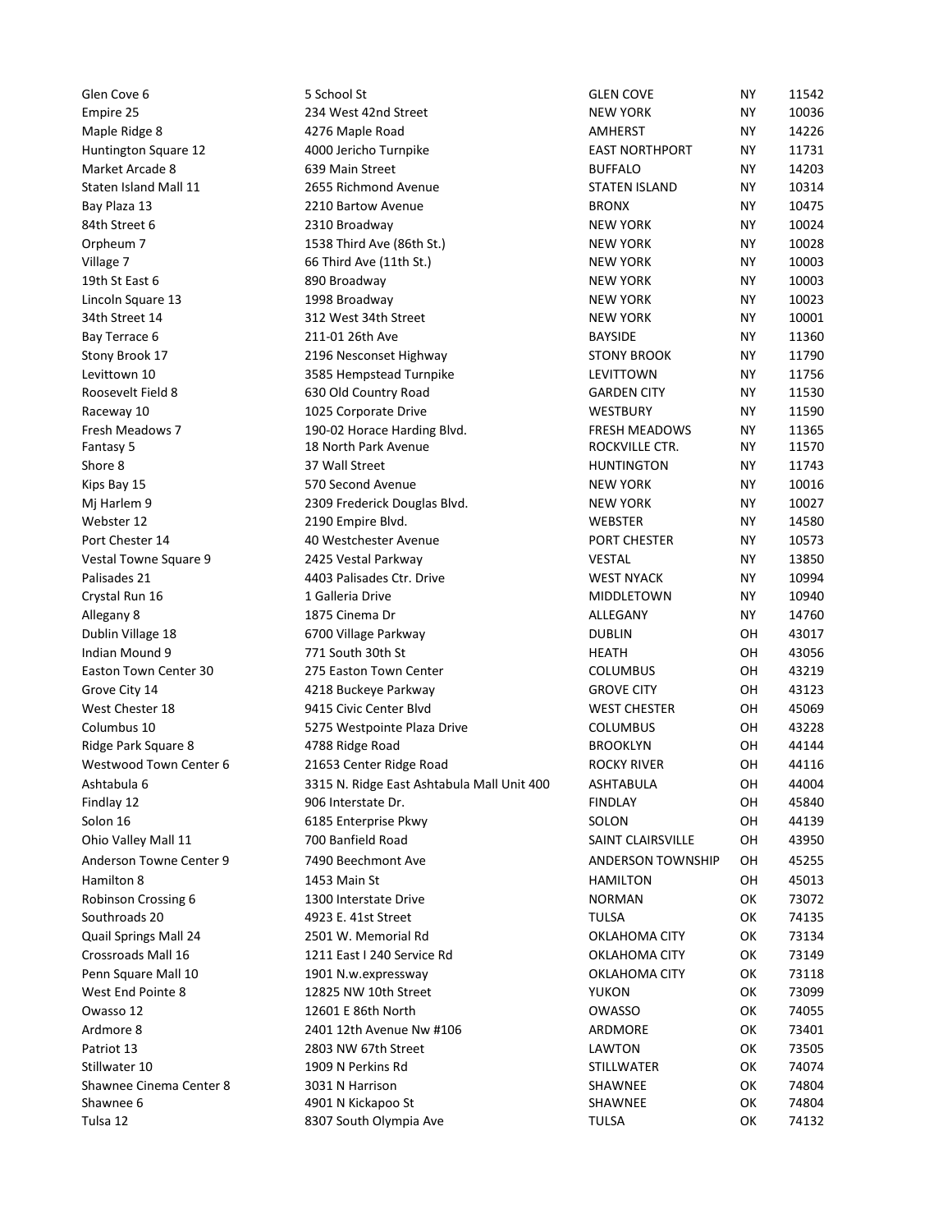| | | | | |
|---|---|---|---|---|
| Glen Cove 6 | 5 School St | GLEN COVE | NY | 11542 |
| Empire 25 | 234 West 42nd Street | NEW YORK | NY | 10036 |
| Maple Ridge 8 | 4276 Maple Road | AMHERST | NY | 14226 |
| Huntington Square 12 | 4000 Jericho Turnpike | EAST NORTHPORT | NY | 11731 |
| Market Arcade 8 | 639 Main Street | BUFFALO | NY | 14203 |
| Staten Island Mall 11 | 2655 Richmond Avenue | STATEN ISLAND | NY | 10314 |
| Bay Plaza 13 | 2210 Bartow Avenue | BRONX | NY | 10475 |
| 84th Street 6 | 2310 Broadway | NEW YORK | NY | 10024 |
| Orpheum 7 | 1538 Third Ave (86th St.) | NEW YORK | NY | 10028 |
| Village 7 | 66 Third Ave (11th St.) | NEW YORK | NY | 10003 |
| 19th St East 6 | 890 Broadway | NEW YORK | NY | 10003 |
| Lincoln Square 13 | 1998 Broadway | NEW YORK | NY | 10023 |
| 34th Street 14 | 312 West 34th Street | NEW YORK | NY | 10001 |
| Bay Terrace 6 | 211-01 26th Ave | BAYSIDE | NY | 11360 |
| Stony Brook 17 | 2196 Nesconset Highway | STONY BROOK | NY | 11790 |
| Levittown 10 | 3585 Hempstead Turnpike | LEVITTOWN | NY | 11756 |
| Roosevelt Field 8 | 630 Old Country Road | GARDEN CITY | NY | 11530 |
| Raceway 10 | 1025 Corporate Drive | WESTBURY | NY | 11590 |
| Fresh Meadows 7 | 190-02 Horace Harding Blvd. | FRESH MEADOWS | NY | 11365 |
| Fantasy 5 | 18 North Park Avenue | ROCKVILLE CTR. | NY | 11570 |
| Shore 8 | 37 Wall Street | HUNTINGTON | NY | 11743 |
| Kips Bay 15 | 570 Second Avenue | NEW YORK | NY | 10016 |
| Mj Harlem 9 | 2309 Frederick Douglas Blvd. | NEW YORK | NY | 10027 |
| Webster 12 | 2190 Empire Blvd. | WEBSTER | NY | 14580 |
| Port Chester 14 | 40 Westchester Avenue | PORT CHESTER | NY | 10573 |
| Vestal Towne Square 9 | 2425 Vestal Parkway | VESTAL | NY | 13850 |
| Palisades 21 | 4403 Palisades Ctr. Drive | WEST NYACK | NY | 10994 |
| Crystal Run 16 | 1 Galleria Drive | MIDDLETOWN | NY | 10940 |
| Allegany 8 | 1875 Cinema Dr | ALLEGANY | NY | 14760 |
| Dublin Village 18 | 6700 Village Parkway | DUBLIN | OH | 43017 |
| Indian Mound 9 | 771 South 30th St | HEATH | OH | 43056 |
| Easton Town Center 30 | 275 Easton Town Center | COLUMBUS | OH | 43219 |
| Grove City 14 | 4218 Buckeye Parkway | GROVE CITY | OH | 43123 |
| West Chester 18 | 9415 Civic Center Blvd | WEST CHESTER | OH | 45069 |
| Columbus 10 | 5275 Westpointe Plaza Drive | COLUMBUS | OH | 43228 |
| Ridge Park Square 8 | 4788 Ridge Road | BROOKLYN | OH | 44144 |
| Westwood Town Center 6 | 21653 Center Ridge Road | ROCKY RIVER | OH | 44116 |
| Ashtabula 6 | 3315 N. Ridge East Ashtabula Mall Unit 400 | ASHTABULA | OH | 44004 |
| Findlay 12 | 906 Interstate Dr. | FINDLAY | OH | 45840 |
| Solon 16 | 6185 Enterprise Pkwy | SOLON | OH | 44139 |
| Ohio Valley Mall 11 | 700 Banfield Road | SAINT CLAIRSVILLE | OH | 43950 |
| Anderson Towne Center 9 | 7490 Beechmont Ave | ANDERSON TOWNSHIP | OH | 45255 |
| Hamilton 8 | 1453 Main St | HAMILTON | OH | 45013 |
| Robinson Crossing 6 | 1300 Interstate Drive | NORMAN | OK | 73072 |
| Southroads 20 | 4923 E. 41st Street | TULSA | OK | 74135 |
| Quail Springs Mall 24 | 2501 W. Memorial Rd | OKLAHOMA CITY | OK | 73134 |
| Crossroads Mall 16 | 1211 East I 240 Service Rd | OKLAHOMA CITY | OK | 73149 |
| Penn Square Mall 10 | 1901 N.w.expressway | OKLAHOMA CITY | OK | 73118 |
| West End Pointe 8 | 12825 NW 10th Street | YUKON | OK | 73099 |
| Owasso 12 | 12601 E 86th North | OWASSO | OK | 74055 |
| Ardmore 8 | 2401 12th Avenue Nw #106 | ARDMORE | OK | 73401 |
| Patriot 13 | 2803 NW 67th Street | LAWTON | OK | 73505 |
| Stillwater 10 | 1909 N Perkins Rd | STILLWATER | OK | 74074 |
| Shawnee Cinema Center 8 | 3031 N Harrison | SHAWNEE | OK | 74804 |
| Shawnee 6 | 4901 N Kickapoo St | SHAWNEE | OK | 74804 |
| Tulsa 12 | 8307 South Olympia Ave | TULSA | OK | 74132 |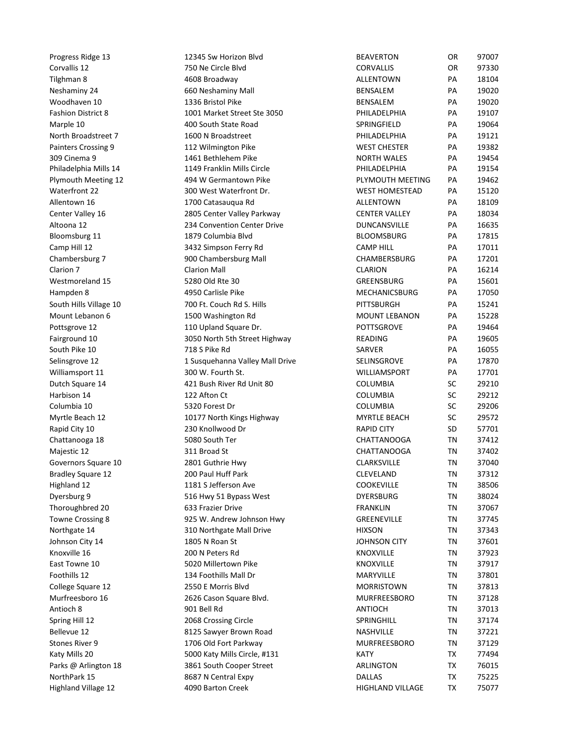| | | | | |
|---|---|---|---|---|
| Progress Ridge 13 | 12345 Sw Horizon Blvd | BEAVERTON | OR | 97007 |
| Corvallis 12 | 750 Ne Circle Blvd | CORVALLIS | OR | 97330 |
| Tilghman 8 | 4608 Broadway | ALLENTOWN | PA | 18104 |
| Neshaminy 24 | 660 Neshaminy Mall | BENSALEM | PA | 19020 |
| Woodhaven 10 | 1336 Bristol Pike | BENSALEM | PA | 19020 |
| Fashion District 8 | 1001 Market Street Ste 3050 | PHILADELPHIA | PA | 19107 |
| Marple 10 | 400 South State Road | SPRINGFIELD | PA | 19064 |
| North Broadstreet 7 | 1600 N Broadstreet | PHILADELPHIA | PA | 19121 |
| Painters Crossing 9 | 112 Wilmington Pike | WEST CHESTER | PA | 19382 |
| 309 Cinema 9 | 1461 Bethlehem Pike | NORTH WALES | PA | 19454 |
| Philadelphia Mills 14 | 1149 Franklin Mills Circle | PHILADELPHIA | PA | 19154 |
| Plymouth Meeting 12 | 494 W Germantown Pike | PLYMOUTH MEETING | PA | 19462 |
| Waterfront 22 | 300 West Waterfront Dr. | WEST HOMESTEAD | PA | 15120 |
| Allentown 16 | 1700 Catasauqua Rd | ALLENTOWN | PA | 18109 |
| Center Valley 16 | 2805 Center Valley Parkway | CENTER VALLEY | PA | 18034 |
| Altoona 12 | 234 Convention Center Drive | DUNCANSVILLE | PA | 16635 |
| Bloomsburg 11 | 1879 Columbia Blvd | BLOOMSBURG | PA | 17815 |
| Camp Hill 12 | 3432 Simpson Ferry Rd | CAMP HILL | PA | 17011 |
| Chambersburg 7 | 900 Chambersburg Mall | CHAMBERSBURG | PA | 17201 |
| Clarion 7 | Clarion Mall | CLARION | PA | 16214 |
| Westmoreland 15 | 5280 Old Rte 30 | GREENSBURG | PA | 15601 |
| Hampden 8 | 4950 Carlisle Pike | MECHANICSBURG | PA | 17050 |
| South Hills Village 10 | 700 Ft. Couch Rd S. Hills | PITTSBURGH | PA | 15241 |
| Mount Lebanon 6 | 1500 Washington Rd | MOUNT LEBANON | PA | 15228 |
| Pottsgrove 12 | 110 Upland Square Dr. | POTTSGROVE | PA | 19464 |
| Fairground 10 | 3050 North 5th Street Highway | READING | PA | 19605 |
| South Pike 10 | 718 S Pike Rd | SARVER | PA | 16055 |
| Selinsgrove 12 | 1 Susquehanna Valley Mall Drive | SELINSGROVE | PA | 17870 |
| Williamsport 11 | 300 W. Fourth St. | WILLIAMSPORT | PA | 17701 |
| Dutch Square 14 | 421 Bush River Rd Unit 80 | COLUMBIA | SC | 29210 |
| Harbison 14 | 122 Afton Ct | COLUMBIA | SC | 29212 |
| Columbia 10 | 5320 Forest Dr | COLUMBIA | SC | 29206 |
| Myrtle Beach 12 | 10177 North Kings Highway | MYRTLE BEACH | SC | 29572 |
| Rapid City 10 | 230 Knollwood Dr | RAPID CITY | SD | 57701 |
| Chattanooga 18 | 5080 South Ter | CHATTANOOGA | TN | 37412 |
| Majestic 12 | 311 Broad St | CHATTANOOGA | TN | 37402 |
| Governors Square 10 | 2801 Guthrie Hwy | CLARKSVILLE | TN | 37040 |
| Bradley Square 12 | 200 Paul Huff Park | CLEVELAND | TN | 37312 |
| Highland 12 | 1181 S Jefferson Ave | COOKEVILLE | TN | 38506 |
| Dyersburg 9 | 516 Hwy 51 Bypass West | DYERSBURG | TN | 38024 |
| Thoroughbred 20 | 633 Frazier Drive | FRANKLIN | TN | 37067 |
| Towne Crossing 8 | 925 W. Andrew Johnson Hwy | GREENEVILLE | TN | 37745 |
| Northgate 14 | 310 Northgate Mall Drive | HIXSON | TN | 37343 |
| Johnson City 14 | 1805 N Roan St | JOHNSON CITY | TN | 37601 |
| Knoxville 16 | 200 N Peters Rd | KNOXVILLE | TN | 37923 |
| East Towne 10 | 5020 Millertown Pike | KNOXVILLE | TN | 37917 |
| Foothills 12 | 134 Foothills Mall Dr | MARYVILLE | TN | 37801 |
| College Square 12 | 2550 E Morris Blvd | MORRISTOWN | TN | 37813 |
| Murfreesboro 16 | 2626 Cason Square Blvd. | MURFREESBORO | TN | 37128 |
| Antioch 8 | 901 Bell Rd | ANTIOCH | TN | 37013 |
| Spring Hill 12 | 2068 Crossing Circle | SPRINGHILL | TN | 37174 |
| Bellevue 12 | 8125 Sawyer Brown Road | NASHVILLE | TN | 37221 |
| Stones River 9 | 1706 Old Fort Parkway | MURFREESBORO | TN | 37129 |
| Katy Mills 20 | 5000 Katy Mills Circle, #131 | KATY | TX | 77494 |
| Parks @ Arlington 18 | 3861 South Cooper Street | ARLINGTON | TX | 76015 |
| NorthPark 15 | 8687 N Central Expy | DALLAS | TX | 75225 |
| Highland Village 12 | 4090 Barton Creek | HIGHLAND VILLAGE | TX | 75077 |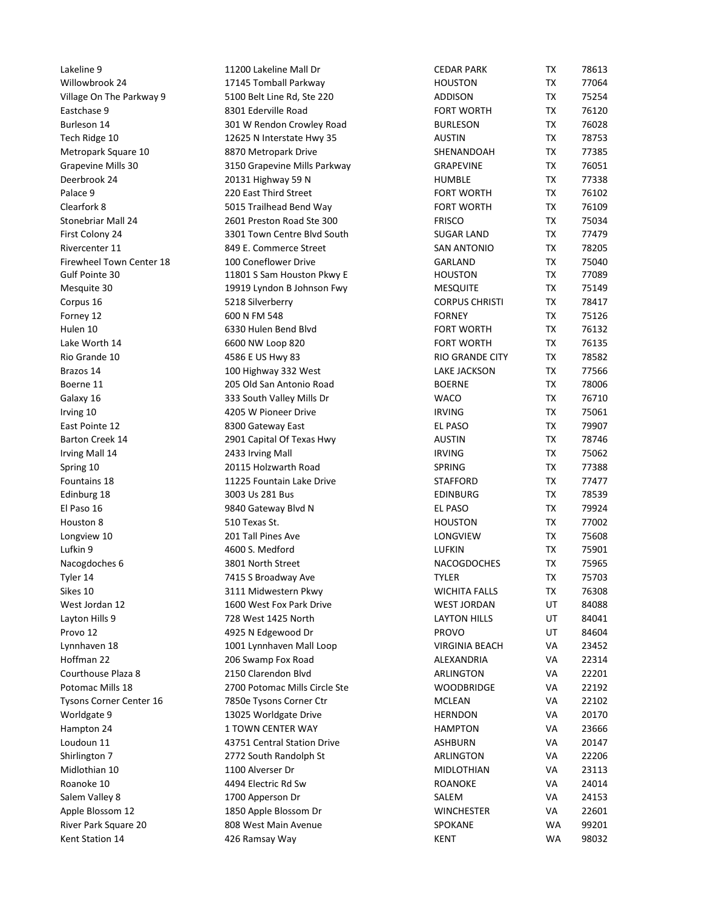| | | | | |
|---|---|---|---|---|
| Lakeline 9 | 11200 Lakeline Mall Dr | CEDAR PARK | TX | 78613 |
| Willowbrook 24 | 17145 Tomball Parkway | HOUSTON | TX | 77064 |
| Village On The Parkway 9 | 5100 Belt Line Rd, Ste 220 | ADDISON | TX | 75254 |
| Eastchase 9 | 8301 Ederville Road | FORT WORTH | TX | 76120 |
| Burleson 14 | 301 W Rendon Crowley Road | BURLESON | TX | 76028 |
| Tech Ridge 10 | 12625 N Interstate Hwy 35 | AUSTIN | TX | 78753 |
| Metropark Square 10 | 8870 Metropark Drive | SHENANDOAH | TX | 77385 |
| Grapevine Mills 30 | 3150 Grapevine Mills Parkway | GRAPEVINE | TX | 76051 |
| Deerbrook 24 | 20131 Highway 59 N | HUMBLE | TX | 77338 |
| Palace 9 | 220 East Third Street | FORT WORTH | TX | 76102 |
| Clearfork 8 | 5015 Trailhead Bend Way | FORT WORTH | TX | 76109 |
| Stonebriar Mall 24 | 2601 Preston Road Ste 300 | FRISCO | TX | 75034 |
| First Colony 24 | 3301 Town Centre Blvd South | SUGAR LAND | TX | 77479 |
| Rivercenter 11 | 849 E. Commerce Street | SAN ANTONIO | TX | 78205 |
| Firewheel Town Center 18 | 100 Coneflower Drive | GARLAND | TX | 75040 |
| Gulf Pointe 30 | 11801 S Sam Houston Pkwy E | HOUSTON | TX | 77089 |
| Mesquite 30 | 19919 Lyndon B Johnson Fwy | MESQUITE | TX | 75149 |
| Corpus 16 | 5218 Silverberry | CORPUS CHRISTI | TX | 78417 |
| Forney 12 | 600 N FM 548 | FORNEY | TX | 75126 |
| Hulen 10 | 6330 Hulen Bend Blvd | FORT WORTH | TX | 76132 |
| Lake Worth 14 | 6600 NW Loop 820 | FORT WORTH | TX | 76135 |
| Rio Grande 10 | 4586 E US Hwy 83 | RIO GRANDE CITY | TX | 78582 |
| Brazos 14 | 100 Highway 332 West | LAKE JACKSON | TX | 77566 |
| Boerne 11 | 205 Old San Antonio Road | BOERNE | TX | 78006 |
| Galaxy 16 | 333 South Valley Mills Dr | WACO | TX | 76710 |
| Irving 10 | 4205 W Pioneer Drive | IRVING | TX | 75061 |
| East Pointe 12 | 8300 Gateway East | EL PASO | TX | 79907 |
| Barton Creek 14 | 2901 Capital Of Texas Hwy | AUSTIN | TX | 78746 |
| Irving Mall 14 | 2433 Irving Mall | IRVING | TX | 75062 |
| Spring 10 | 20115 Holzwarth Road | SPRING | TX | 77388 |
| Fountains 18 | 11225 Fountain Lake Drive | STAFFORD | TX | 77477 |
| Edinburg 18 | 3003 Us 281 Bus | EDINBURG | TX | 78539 |
| El Paso 16 | 9840 Gateway Blvd N | EL PASO | TX | 79924 |
| Houston 8 | 510 Texas St. | HOUSTON | TX | 77002 |
| Longview 10 | 201 Tall Pines Ave | LONGVIEW | TX | 75608 |
| Lufkin 9 | 4600 S. Medford | LUFKIN | TX | 75901 |
| Nacogdoches 6 | 3801 North Street | NACOGDOCHES | TX | 75965 |
| Tyler 14 | 7415 S Broadway Ave | TYLER | TX | 75703 |
| Sikes 10 | 3111 Midwestern Pkwy | WICHITA FALLS | TX | 76308 |
| West Jordan 12 | 1600 West Fox Park Drive | WEST JORDAN | UT | 84088 |
| Layton Hills 9 | 728 West 1425 North | LAYTON HILLS | UT | 84041 |
| Provo 12 | 4925 N Edgewood Dr | PROVO | UT | 84604 |
| Lynnhaven 18 | 1001 Lynnhaven Mall Loop | VIRGINIA BEACH | VA | 23452 |
| Hoffman 22 | 206 Swamp Fox Road | ALEXANDRIA | VA | 22314 |
| Courthouse Plaza 8 | 2150 Clarendon Blvd | ARLINGTON | VA | 22201 |
| Potomac Mills 18 | 2700 Potomac Mills Circle Ste | WOODBRIDGE | VA | 22192 |
| Tysons Corner Center 16 | 7850e Tysons Corner Ctr | MCLEAN | VA | 22102 |
| Worldgate 9 | 13025 Worldgate Drive | HERNDON | VA | 20170 |
| Hampton 24 | 1 TOWN CENTER WAY | HAMPTON | VA | 23666 |
| Loudoun 11 | 43751 Central Station Drive | ASHBURN | VA | 20147 |
| Shirlington 7 | 2772 South Randolph St | ARLINGTON | VA | 22206 |
| Midlothian 10 | 1100 Alverser Dr | MIDLOTHIAN | VA | 23113 |
| Roanoke 10 | 4494 Electric Rd Sw | ROANOKE | VA | 24014 |
| Salem Valley 8 | 1700 Apperson Dr | SALEM | VA | 24153 |
| Apple Blossom 12 | 1850 Apple Blossom Dr | WINCHESTER | VA | 22601 |
| River Park Square 20 | 808 West Main Avenue | SPOKANE | WA | 99201 |
| Kent Station 14 | 426 Ramsay Way | KENT | WA | 98032 |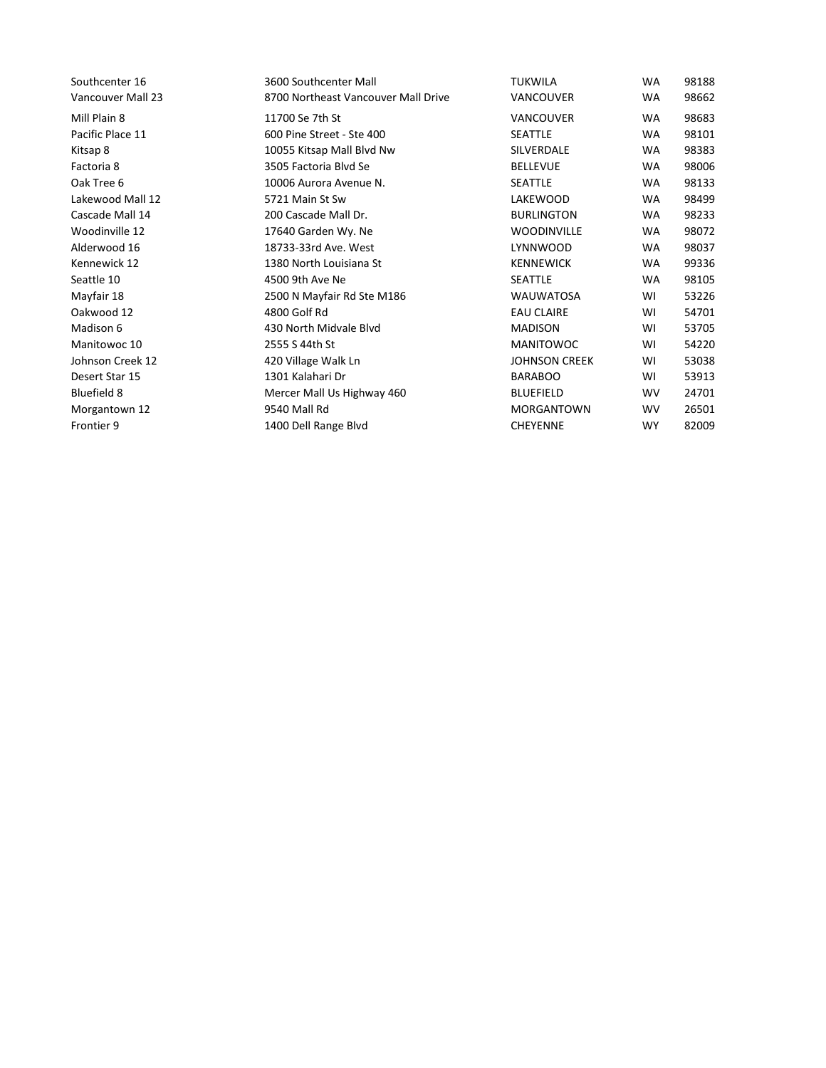| | | | | |
|---|---|---|---|---|
| Southcenter 16 | 3600 Southcenter Mall | TUKWILA | WA | 98188 |
| Vancouver Mall 23 | 8700 Northeast Vancouver Mall Drive | VANCOUVER | WA | 98662 |
| Mill Plain 8 | 11700 Se 7th St | VANCOUVER | WA | 98683 |
| Pacific Place 11 | 600 Pine Street - Ste 400 | SEATTLE | WA | 98101 |
| Kitsap 8 | 10055 Kitsap Mall Blvd Nw | SILVERDALE | WA | 98383 |
| Factoria 8 | 3505 Factoria Blvd Se | BELLEVUE | WA | 98006 |
| Oak Tree 6 | 10006 Aurora Avenue N. | SEATTLE | WA | 98133 |
| Lakewood Mall 12 | 5721 Main St Sw | LAKEWOOD | WA | 98499 |
| Cascade Mall 14 | 200 Cascade Mall Dr. | BURLINGTON | WA | 98233 |
| Woodinville 12 | 17640 Garden Wy. Ne | WOODINVILLE | WA | 98072 |
| Alderwood 16 | 18733-33rd Ave. West | LYNNWOOD | WA | 98037 |
| Kennewick 12 | 1380 North Louisiana St | KENNEWICK | WA | 99336 |
| Seattle 10 | 4500 9th Ave Ne | SEATTLE | WA | 98105 |
| Mayfair 18 | 2500 N Mayfair Rd Ste M186 | WAUWATOSA | WI | 53226 |
| Oakwood 12 | 4800 Golf Rd | EAU CLAIRE | WI | 54701 |
| Madison 6 | 430 North Midvale Blvd | MADISON | WI | 53705 |
| Manitowoc 10 | 2555 S 44th St | MANITOWOC | WI | 54220 |
| Johnson Creek 12 | 420 Village Walk Ln | JOHNSON CREEK | WI | 53038 |
| Desert Star 15 | 1301 Kalahari Dr | BARABOO | WI | 53913 |
| Bluefield 8 | Mercer Mall Us Highway 460 | BLUEFIELD | WV | 24701 |
| Morgantown 12 | 9540 Mall Rd | MORGANTOWN | WV | 26501 |
| Frontier 9 | 1400 Dell Range Blvd | CHEYENNE | WY | 82009 |